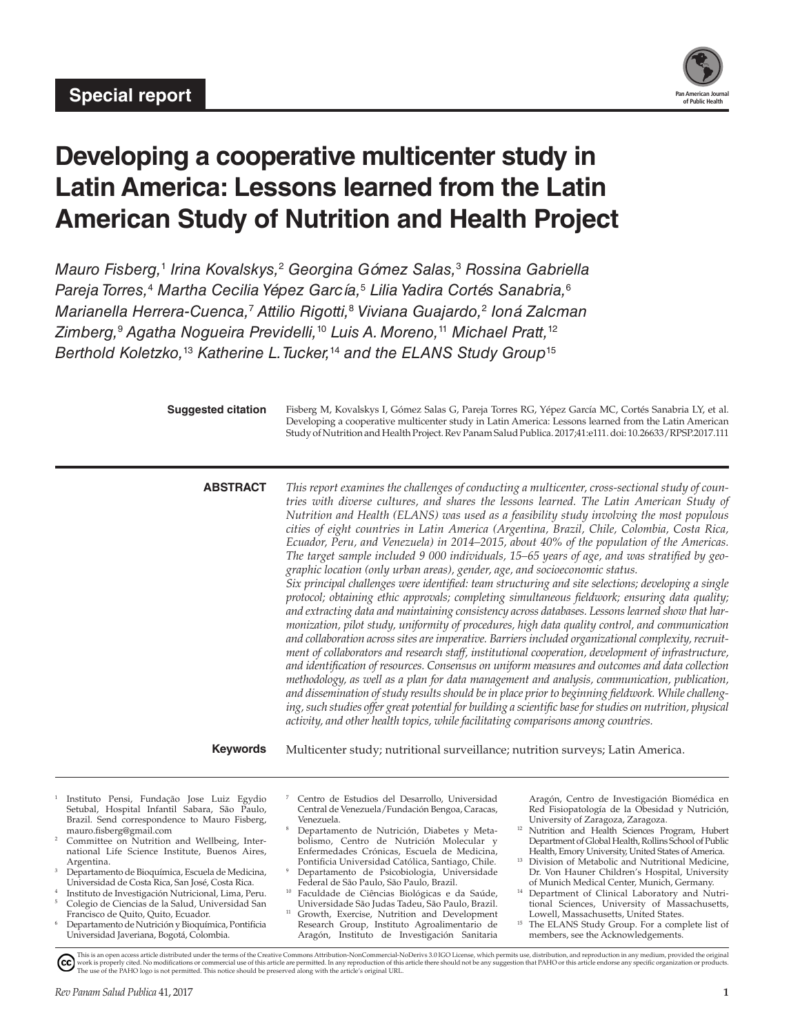**Special report**

# Developing a cooperative multicenter study in Latin America: Lessons learned from the Latin American Study of Nutrition and Health Project

*Mauro Fisberg,[1] Irina Kovalskys,[2] Georgina Gómez Salas,[3] Rossina Gabriella Pareja Torres,[4] Martha Cecilia Yépez García,[5] Lilia Yadira Cortés Sanabria,[6] Marianella Herrera-Cuenca,[7] Attilio Rigotti,[8] Viviana Guajardo,[2] Ioná Zalcman Zimberg,[9] Agatha Nogueira Previdelli,[10] Luis A. Moreno,[11] Michael Pratt,[12] Berthold Koletzko,[13] Katherine L.Tucker,[14] and the ELANS Study Group[15]*

**Suggested citation** Fisberg M, Kovalskys I, Gómez Salas G, Pareja Torres RG, Yépez García MC, Cortés Sanabria LY, et al. Developing a cooperative multicenter study in Latin America: Lessons learned from the Latin American Study of Nutrition and Health Project. Rev Panam Salud Publica. 2017;41:e111. doi: 10.26633/RPSP.2017.111

**ABSTRACT** *This report examines the challenges of conducting a multicenter, cross-sectional study of countries with diverse cultures, and shares the lessons learned. The Latin American Study of Nutrition and Health (ELANS) was used as a feasibility study involving the most populous cities of eight countries in Latin America (Argentina, Brazil, Chile, Colombia, Costa Rica, Ecuador, Peru, and Venezuela) in 2014–2015, about 40% of the population of the Americas. The target sample included 9 000 individuals, 15–65 years of age, and was stratified by geographic location (only urban areas), gender, age, and socioeconomic status.*

*Six principal challenges were identified: team structuring and site selections; developing a single protocol; obtaining ethic approvals; completing simultaneous fieldwork; ensuring data quality; and extracting data and maintaining consistency across databases. Lessons learned show that harmonization, pilot study, uniformity of procedures, high data quality control, and communication and collaboration across sites are imperative. Barriers included organizational complexity, recruitment of collaborators and research staff, institutional cooperation, development of infrastructure, and identification of resources. Consensus on uniform measures and outcomes and data collection methodology, as well as a plan for data management and analysis, communication, publication, and dissemination of study results should be in place prior to beginning fieldwork. While challenging, such studies offer great potential for building a scientific base for studies on nutrition, physical activity, and other health topics, while facilitating comparisons among countries.*

**Keywords** Multicenter study; nutritional surveillance; nutrition surveys; Latin America.

---

1. Instituto Pensi, Fundação Jose Luiz Egydio Setubal, Hospital Infantil Sabara, São Paulo, Brazil. Send correspondence to Mauro Fisberg, mauro.fisberg@gmail.com
2. Committee on Nutrition and Wellbeing, International Life Science Institute, Buenos Aires, Argentina.
3. Departamento de Bioquímica, Escuela de Medicina, Universidad de Costa Rica, San José, Costa Rica.
4. Instituto de Investigación Nutricional, Lima, Peru.
5. Colegio de Ciencias de la Salud, Universidad San Francisco de Quito, Quito, Ecuador.
6. Departamento de Nutrición y Bioquímica, Pontificia Universidad Javeriana, Bogotá, Colombia.
7. Centro de Estudios del Desarrollo, Universidad Central de Venezuela/Fundación Bengoa, Caracas, Venezuela.
8. Departamento de Nutrición, Diabetes y Metabolismo, Centro de Nutrición Molecular y Enfermedades Crónicas, Escuela de Medicina, Pontificia Universidad Católica, Santiago, Chile.
9. Departamento de Psicobiologia, Universidade Federal de São Paulo, São Paulo, Brazil.
10. Faculdade de Ciências Biológicas e da Saúde, Universidade São Judas Tadeu, São Paulo, Brazil.
11. Growth, Exercise, Nutrition and Development Research Group, Instituto Agroalimentario de Aragón, Instituto de Investigación Sanitaria Aragón, Centro de Investigación Biomédica en Red Fisiopatología de la Obesidad y Nutrición, University of Zaragoza, Zaragoza.
12. Nutrition and Health Sciences Program, Hubert Department of Global Health, Rollins School of Public Health, Emory University, United States of America.
13. Division of Metabolic and Nutritional Medicine, Dr. Von Hauner Children's Hospital, University of Munich Medical Center, Munich, Germany.
14. Department of Clinical Laboratory and Nutritional Sciences, University of Massachusetts, Lowell, Massachusetts, United States.
15. The ELANS Study Group. For a complete list of members, see the Acknowledgements.

This is an open access article distributed under the terms of the Creative Commons Attribution-NonCommercial-NoDerivs 3.0 IGO License, which permits use, distribution, and reproduction in any medium, provided the original work is properly cited. No modifications or commercial use of this article are permitted. In any reproduction of this article there should not be any suggestion that PAHO or this article endorse any specific organization or products. The use of the PAHO logo is not permitted. This notice should be preserved along with the article's original URL.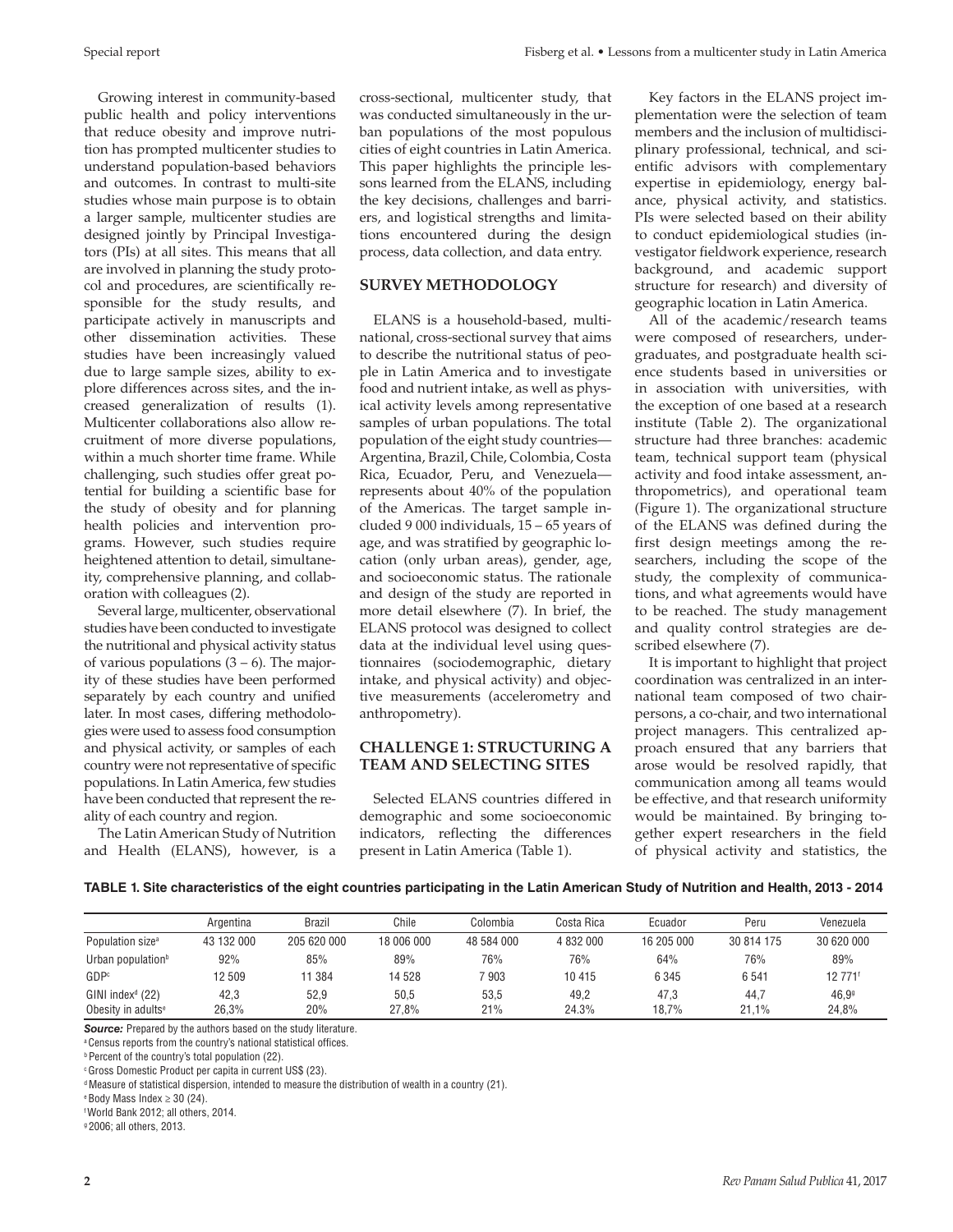Growing interest in community-based public health and policy interventions that reduce obesity and improve nutrition has prompted multicenter studies to understand population-based behaviors and outcomes. In contrast to multi-site studies whose main purpose is to obtain a larger sample, multicenter studies are designed jointly by Principal Investigators (PIs) at all sites. This means that all are involved in planning the study protocol and procedures, are scientifically responsible for the study results, and participate actively in manuscripts and other dissemination activities. These studies have been increasingly valued due to large sample sizes, ability to explore differences across sites, and the increased generalization of results (1). Multicenter collaborations also allow recruitment of more diverse populations, within a much shorter time frame. While challenging, such studies offer great potential for building a scientific base for the study of obesity and for planning health policies and intervention programs. However, such studies require heightened attention to detail, simultaneity, comprehensive planning, and collaboration with colleagues (2).

Several large, multicenter, observational studies have been conducted to investigate the nutritional and physical activity status of various populations (3 – 6). The majority of these studies have been performed separately by each country and unified later. In most cases, differing methodologies were used to assess food consumption and physical activity, or samples of each country were not representative of specific populations. In Latin America, few studies have been conducted that represent the reality of each country and region.

The Latin American Study of Nutrition and Health (ELANS), however, is a cross-sectional, multicenter study, that was conducted simultaneously in the urban populations of the most populous cities of eight countries in Latin America. This paper highlights the principle lessons learned from the ELANS, including the key decisions, challenges and barriers, and logistical strengths and limitations encountered during the design process, data collection, and data entry.

## SURVEY METHODOLOGY

ELANS is a household-based, multinational, cross-sectional survey that aims to describe the nutritional status of people in Latin America and to investigate food and nutrient intake, as well as physical activity levels among representative samples of urban populations. The total population of the eight study countries—Argentina, Brazil, Chile, Colombia, Costa Rica, Ecuador, Peru, and Venezuela—represents about 40% of the population of the Americas. The target sample included 9 000 individuals, 15 – 65 years of age, and was stratified by geographic location (only urban areas), gender, age, and socioeconomic status. The rationale and design of the study are reported in more detail elsewhere (7). In brief, the ELANS protocol was designed to collect data at the individual level using questionnaires (sociodemographic, dietary intake, and physical activity) and objective measurements (accelerometry and anthropometry).

## CHALLENGE 1: STRUCTURING A TEAM AND SELECTING SITES

Selected ELANS countries differed in demographic and some socioeconomic indicators, reflecting the differences present in Latin America (Table 1).

Key factors in the ELANS project implementation were the selection of team members and the inclusion of multidisciplinary professional, technical, and scientific advisors with complementary expertise in epidemiology, energy balance, physical activity, and statistics. PIs were selected based on their ability to conduct epidemiological studies (investigator fieldwork experience, research background, and academic support structure for research) and diversity of geographic location in Latin America.

All of the academic/research teams were composed of researchers, undergraduates, and postgraduate health science students based in universities or in association with universities, with the exception of one based at a research institute (Table 2). The organizational structure had three branches: academic team, technical support team (physical activity and food intake assessment, anthropometrics), and operational team (Figure 1). The organizational structure of the ELANS was defined during the first design meetings among the researchers, including the scope of the study, the complexity of communications, and what agreements would have to be reached. The study management and quality control strategies are described elsewhere (7).

It is important to highlight that project coordination was centralized in an international team composed of two chairpersons, a co-chair, and two international project managers. This centralized approach ensured that any barriers that arose would be resolved rapidly, that communication among all teams would be effective, and that research uniformity would be maintained. By bringing together expert researchers in the field of physical activity and statistics, the

**TABLE 1. Site characteristics of the eight countries participating in the Latin American Study of Nutrition and Health, 2013 - 2014**

| | Argentina | Brazil | Chile | Colombia | Costa Rica | Ecuador | Peru | Venezuela |
|---|---|---|---|---|---|---|---|---|
| Population size[a] | 43 132 000 | 205 620 000 | 18 006 000 | 48 584 000 | 4 832 000 | 16 205 000 | 30 814 175 | 30 620 000 |
| Urban population[b] | 92% | 85% | 89% | 76% | 76% | 64% | 76% | 89% |
| GDP[c] | 12 509 | 11 384 | 14 528 | 7 903 | 10 415 | 6 345 | 6 541 | 12 771[f] |
| GINI index[d] (22) | 42,3 | 52,9 | 50,5 | 53,5 | 49,2 | 47,3 | 44,7 | 46,9[g] |
| Obesity in adults[e] | 26,3% | 20% | 27,8% | 21% | 24.3% | 18,7% | 21,1% | 24,8% |

***Source:*** Prepared by the authors based on the study literature.

[a] Census reports from the country's national statistical offices.

[b] Percent of the country's total population (22).

[c] Gross Domestic Product per capita in current US$ (23).

[d] Measure of statistical dispersion, intended to measure the distribution of wealth in a country (21).

[e] Body Mass Index ≥ 30 (24).

[f] World Bank 2012; all others, 2014.

[g] 2006; all others, 2013.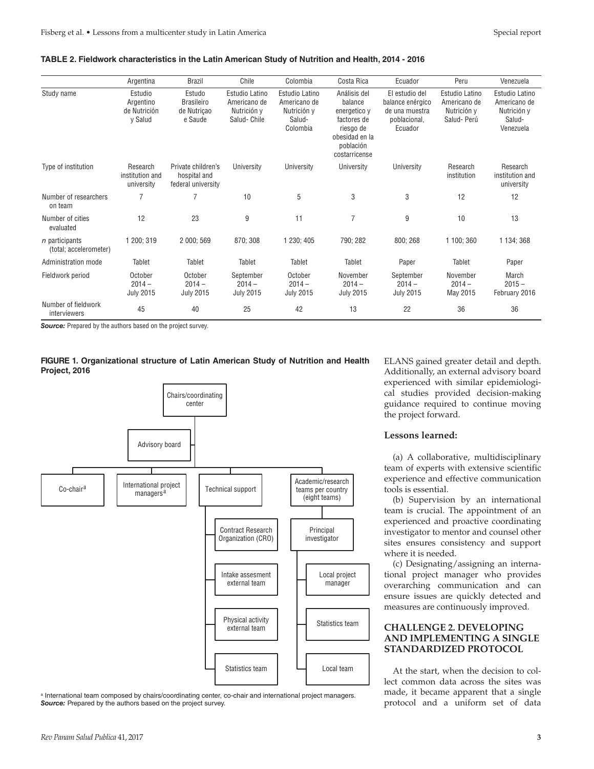**TABLE 2. Fieldwork characteristics in the Latin American Study of Nutrition and Health, 2014 - 2016**

| | Argentina | Brazil | Chile | Colombia | Costa Rica | Ecuador | Peru | Venezuela |
|---|---|---|---|---|---|---|---|---|
| Study name | Estudio Argentino de Nutrición y Salud | Estudo Brasileiro de Nutriçao e Saude | Estudio Latino Americano de Nutrición y Salud- Chile | Estudio Latino Americano de Nutrición y Salud- Colombia | Análisis del balance energetico y factores de riesgo de obesidad en la población costarricense | El estudio del balance enérgico de una muestra poblacional, Ecuador | Estudio Latino Americano de Nutrición y Salud- Perú | Estudio Latino Americano de Nutrición y Salud- Venezuela |
| Type of institution | Research institution and university | Private children's hospital and federal university | University | University | University | University | Research institution | Research institution and university |
| Number of researchers on team | 7 | 7 | 10 | 5 | 3 | 3 | 12 | 12 |
| Number of cities evaluated | 12 | 23 | 9 | 11 | 7 | 9 | 10 | 13 |
| *n* participants (total; accelerometer) | 1 200; 319 | 2 000; 569 | 870; 308 | 1 230; 405 | 790; 282 | 800; 268 | 1 100; 360 | 1 134; 368 |
| Administration mode | Tablet | Tablet | Tablet | Tablet | Tablet | Paper | Tablet | Paper |
| Fieldwork period | October 2014 – July 2015 | October 2014 – July 2015 | September 2014 – July 2015 | October 2014 – July 2015 | November 2014 – July 2015 | September 2014 – July 2015 | November 2014 – May 2015 | March 2015 – February 2016 |
| Number of fieldwork interviewers | 45 | 40 | 25 | 42 | 13 | 22 | 36 | 36 |

***Source:*** Prepared by the authors based on the project survey.

**FIGURE 1. Organizational structure of Latin American Study of Nutrition and Health Project, 2016**

Chairs/coordinating center
- Advisory board
- Co-chair[a]
- International project managers[a]
- Technical support
  - Contract Research Organization (CRO)
  - Intake assesment external team
  - Physical activity external team
  - Statistics team
- Academic/research teams per country (eight teams)
  - Principal investigator
    - Local project manager
    - Statistics team
    - Local team

[a] International team composed by chairs/coordinating center, co-chair and international project managers.
***Source:*** Prepared by the authors based on the project survey.

ELANS gained greater detail and depth. Additionally, an external advisory board experienced with similar epidemiological studies provided decision-making guidance required to continue moving the project forward.

**Lessons learned:**

(a) A collaborative, multidisciplinary team of experts with extensive scientific experience and effective communication tools is essential.

(b) Supervision by an international team is crucial. The appointment of an experienced and proactive coordinating investigator to mentor and counsel other sites ensures consistency and support where it is needed.

(c) Designating/assigning an international project manager who provides overarching communication and can ensure issues are quickly detected and measures are continuously improved.

## CHALLENGE 2. DEVELOPING AND IMPLEMENTING A SINGLE STANDARDIZED PROTOCOL

At the start, when the decision to collect common data across the sites was made, it became apparent that a single protocol and a uniform set of data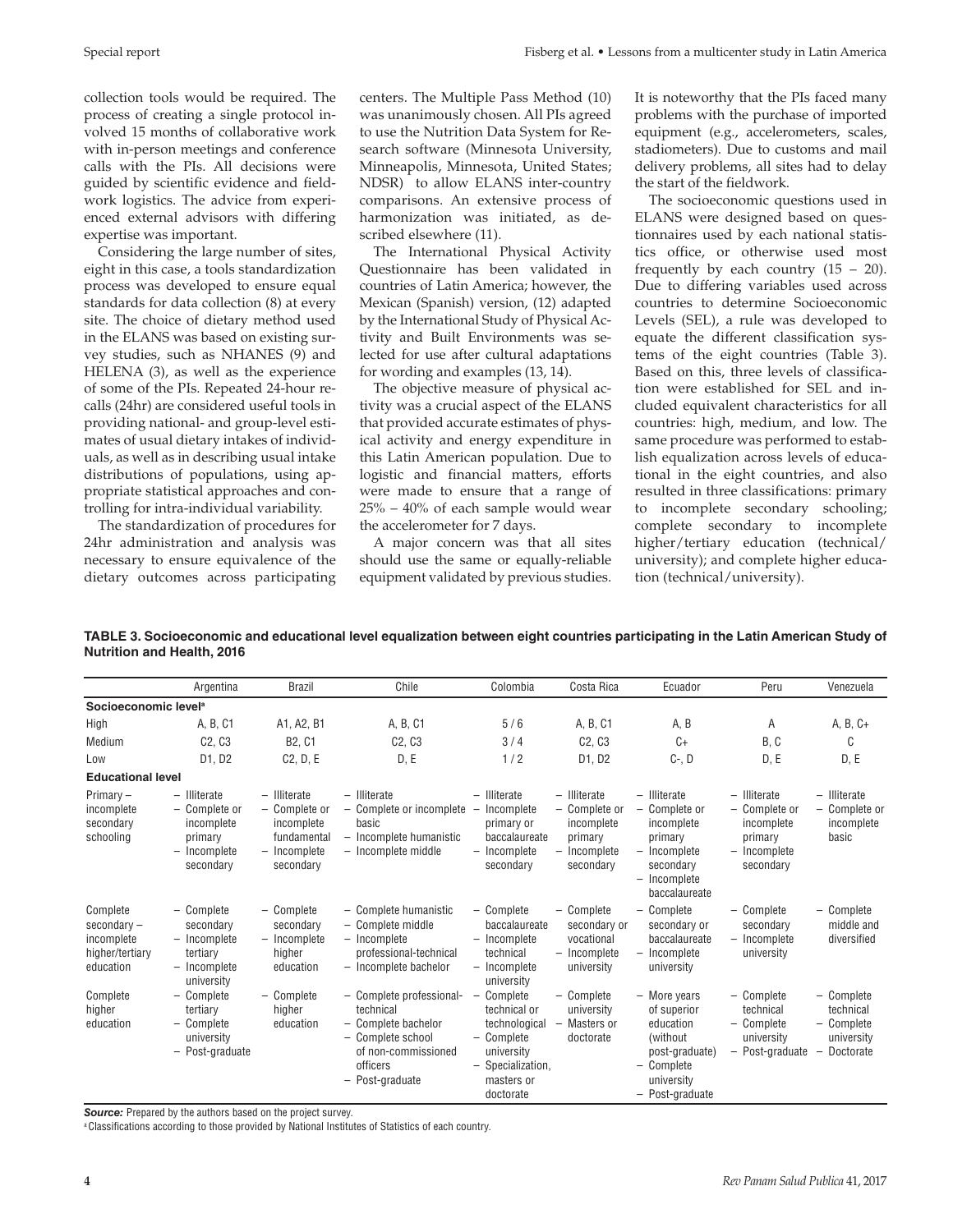collection tools would be required. The process of creating a single protocol involved 15 months of collaborative work with in-person meetings and conference calls with the PIs. All decisions were guided by scientific evidence and fieldwork logistics. The advice from experienced external advisors with differing expertise was important.

Considering the large number of sites, eight in this case, a tools standardization process was developed to ensure equal standards for data collection (8) at every site. The choice of dietary method used in the ELANS was based on existing survey studies, such as NHANES (9) and HELENA (3), as well as the experience of some of the PIs. Repeated 24-hour recalls (24hr) are considered useful tools in providing national- and group-level estimates of usual dietary intakes of individuals, as well as in describing usual intake distributions of populations, using appropriate statistical approaches and controlling for intra-individual variability.

The standardization of procedures for 24hr administration and analysis was necessary to ensure equivalence of the dietary outcomes across participating centers. The Multiple Pass Method (10) was unanimously chosen. All PIs agreed to use the Nutrition Data System for Research software (Minnesota University, Minneapolis, Minnesota, United States; NDSR) to allow ELANS inter-country comparisons. An extensive process of harmonization was initiated, as described elsewhere (11).

The International Physical Activity Questionnaire has been validated in countries of Latin America; however, the Mexican (Spanish) version, (12) adapted by the International Study of Physical Activity and Built Environments was selected for use after cultural adaptations for wording and examples (13, 14).

The objective measure of physical activity was a crucial aspect of the ELANS that provided accurate estimates of physical activity and energy expenditure in this Latin American population. Due to logistic and financial matters, efforts were made to ensure that a range of 25% – 40% of each sample would wear the accelerometer for 7 days.

A major concern was that all sites should use the same or equally-reliable equipment validated by previous studies. It is noteworthy that the PIs faced many problems with the purchase of imported equipment (e.g., accelerometers, scales, stadiometers). Due to customs and mail delivery problems, all sites had to delay the start of the fieldwork.

The socioeconomic questions used in ELANS were designed based on questionnaires used by each national statistics office, or otherwise used most frequently by each country (15 – 20). Due to differing variables used across countries to determine Socioeconomic Levels (SEL), a rule was developed to equate the different classification systems of the eight countries (Table 3). Based on this, three levels of classification were established for SEL and included equivalent characteristics for all countries: high, medium, and low. The same procedure was performed to establish equalization across levels of educational in the eight countries, and also resulted in three classifications: primary to incomplete secondary schooling; complete secondary to incomplete higher/tertiary education (technical/university); and complete higher education (technical/university).

**TABLE 3. Socioeconomic and educational level equalization between eight countries participating in the Latin American Study of Nutrition and Health, 2016**

| | Argentina | Brazil | Chile | Colombia | Costa Rica | Ecuador | Peru | Venezuela |
|---|---|---|---|---|---|---|---|---|
| **Socioeconomic level[a]** | | | | | | | | |
| High | A, B, C1 | A1, A2, B1 | A, B, C1 | 5 / 6 | A, B, C1 | A, B | A | A, B, C+ |
| Medium | C2, C3 | B2, C1 | C2, C3 | 3 / 4 | C2, C3 | C+ | B, C | C |
| Low | D1, D2 | C2, D, E | D, E | 1 / 2 | D1, D2 | C-, D | D, E | D, E |
| **Educational level** | | | | | | | | |
| Primary – incomplete secondary schooling | – Illiterate<br>– Complete or incomplete primary<br>– Incomplete secondary | – Illiterate<br>– Complete or incomplete fundamental<br>– Incomplete secondary | – Illiterate<br>– Complete or incomplete basic<br>– Incomplete humanistic<br>– Incomplete middle | – Illiterate<br>– Incomplete primary or baccalaureate<br>– Incomplete secondary | – Illiterate<br>– Complete or incomplete primary<br>– Incomplete secondary | – Illiterate<br>– Complete or incomplete primary<br>– Incomplete secondary<br>– Incomplete baccalaureate | – Illiterate<br>– Complete or incomplete primary<br>– Incomplete secondary | – Illiterate<br>– Complete or incomplete basic |
| Complete secondary – incomplete higher/tertiary education | – Complete secondary<br>– Incomplete tertiary<br>– Incomplete university | – Complete secondary<br>– Incomplete higher education | – Complete humanistic<br>– Complete middle<br>– Incomplete professional-technical<br>– Incomplete bachelor | – Complete baccalaureate<br>– Incomplete technical<br>– Incomplete university | – Complete secondary or vocational<br>– Incomplete university | – Complete secondary or baccalaureate<br>– Incomplete university | – Complete secondary<br>– Incomplete university | – Complete middle and diversified |
| Complete higher education | – Complete tertiary<br>– Complete university<br>– Post-graduate | – Complete higher education | – Complete professional-technical<br>– Complete bachelor<br>– Complete school of non-commissioned officers<br>– Post-graduate | – Complete technical or technological<br>– Complete university<br>– Specialization, masters or doctorate | – Complete university<br>– Masters or doctorate | – More years of superior education (without post-graduate)<br>– Complete university<br>– Post-graduate | – Complete technical<br>– Complete university<br>– Post-graduate | – Complete technical<br>– Complete university<br>– Doctorate |

***Source:*** Prepared by the authors based on the project survey.

[a] Classifications according to those provided by National Institutes of Statistics of each country.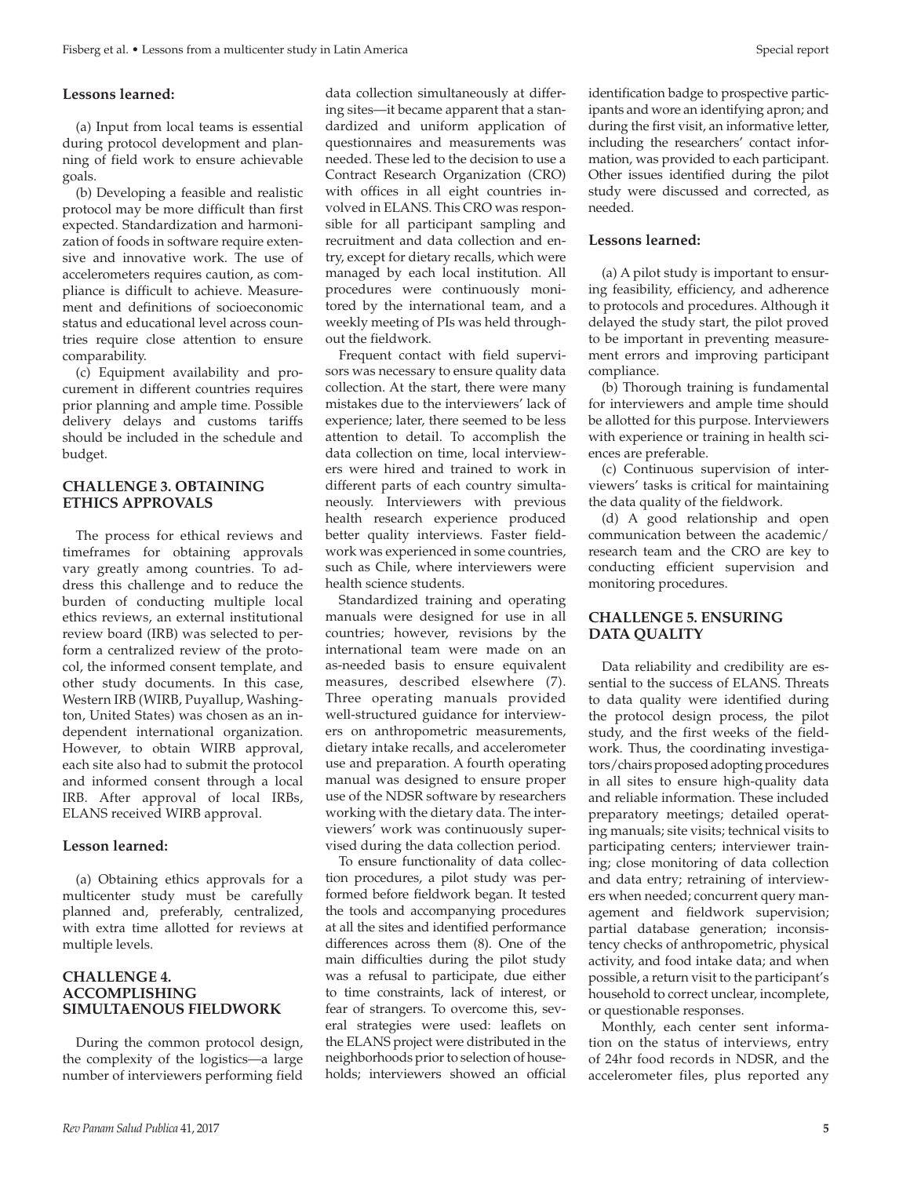### Lessons learned:

(a) Input from local teams is essential during protocol development and planning of field work to ensure achievable goals.

(b) Developing a feasible and realistic protocol may be more difficult than first expected. Standardization and harmonization of foods in software require extensive and innovative work. The use of accelerometers requires caution, as compliance is difficult to achieve. Measurement and definitions of socioeconomic status and educational level across countries require close attention to ensure comparability.

(c) Equipment availability and procurement in different countries requires prior planning and ample time. Possible delivery delays and customs tariffs should be included in the schedule and budget.

## CHALLENGE 3. OBTAINING ETHICS APPROVALS

The process for ethical reviews and timeframes for obtaining approvals vary greatly among countries. To address this challenge and to reduce the burden of conducting multiple local ethics reviews, an external institutional review board (IRB) was selected to perform a centralized review of the protocol, the informed consent template, and other study documents. In this case, Western IRB (WIRB, Puyallup, Washington, United States) was chosen as an independent international organization. However, to obtain WIRB approval, each site also had to submit the protocol and informed consent through a local IRB. After approval of local IRBs, ELANS received WIRB approval.

### Lesson learned:

(a) Obtaining ethics approvals for a multicenter study must be carefully planned and, preferably, centralized, with extra time allotted for reviews at multiple levels.

## CHALLENGE 4. ACCOMPLISHING SIMULTAENOUS FIELDWORK

During the common protocol design, the complexity of the logistics—a large number of interviewers performing field data collection simultaneously at differing sites—it became apparent that a standardized and uniform application of questionnaires and measurements was needed. These led to the decision to use a Contract Research Organization (CRO) with offices in all eight countries involved in ELANS. This CRO was responsible for all participant sampling and recruitment and data collection and entry, except for dietary recalls, which were managed by each local institution. All procedures were continuously monitored by the international team, and a weekly meeting of PIs was held throughout the fieldwork.

Frequent contact with field supervisors was necessary to ensure quality data collection. At the start, there were many mistakes due to the interviewers' lack of experience; later, there seemed to be less attention to detail. To accomplish the data collection on time, local interviewers were hired and trained to work in different parts of each country simultaneously. Interviewers with previous health research experience produced better quality interviews. Faster fieldwork was experienced in some countries, such as Chile, where interviewers were health science students.

Standardized training and operating manuals were designed for use in all countries; however, revisions by the international team were made on an as-needed basis to ensure equivalent measures, described elsewhere (7). Three operating manuals provided well-structured guidance for interviewers on anthropometric measurements, dietary intake recalls, and accelerometer use and preparation. A fourth operating manual was designed to ensure proper use of the NDSR software by researchers working with the dietary data. The interviewers' work was continuously supervised during the data collection period.

To ensure functionality of data collection procedures, a pilot study was performed before fieldwork began. It tested the tools and accompanying procedures at all the sites and identified performance differences across them (8). One of the main difficulties during the pilot study was a refusal to participate, due either to time constraints, lack of interest, or fear of strangers. To overcome this, several strategies were used: leaflets on the ELANS project were distributed in the neighborhoods prior to selection of households; interviewers showed an official identification badge to prospective participants and wore an identifying apron; and during the first visit, an informative letter, including the researchers' contact information, was provided to each participant. Other issues identified during the pilot study were discussed and corrected, as needed.

### Lessons learned:

(a) A pilot study is important to ensuring feasibility, efficiency, and adherence to protocols and procedures. Although it delayed the study start, the pilot proved to be important in preventing measurement errors and improving participant compliance.

(b) Thorough training is fundamental for interviewers and ample time should be allotted for this purpose. Interviewers with experience or training in health sciences are preferable.

(c) Continuous supervision of interviewers' tasks is critical for maintaining the data quality of the fieldwork.

(d) A good relationship and open communication between the academic/research team and the CRO are key to conducting efficient supervision and monitoring procedures.

## CHALLENGE 5. ENSURING DATA QUALITY

Data reliability and credibility are essential to the success of ELANS. Threats to data quality were identified during the protocol design process, the pilot study, and the first weeks of the fieldwork. Thus, the coordinating investigators/chairs proposed adopting procedures in all sites to ensure high-quality data and reliable information. These included preparatory meetings; detailed operating manuals; site visits; technical visits to participating centers; interviewer training; close monitoring of data collection and data entry; retraining of interviewers when needed; concurrent query management and fieldwork supervision; partial database generation; inconsistency checks of anthropometric, physical activity, and food intake data; and when possible, a return visit to the participant's household to correct unclear, incomplete, or questionable responses.

Monthly, each center sent information on the status of interviews, entry of 24hr food records in NDSR, and the accelerometer files, plus reported any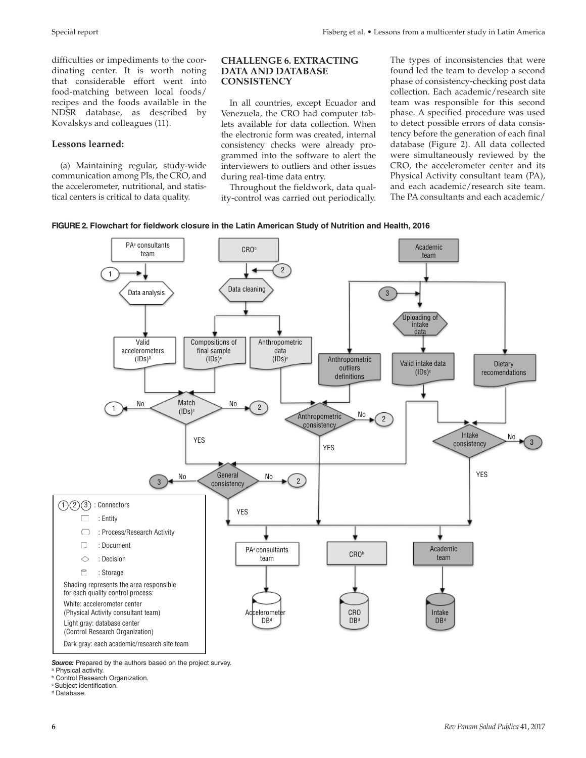difficulties or impediments to the coordinating center. It is worth noting that considerable effort went into food-matching between local foods/recipes and the foods available in the NDSR database, as described by Kovalskys and colleagues (11).

### Lessons learned:

(a) Maintaining regular, study-wide communication among PIs, the CRO, and the accelerometer, nutritional, and statistical centers is critical to data quality.

## CHALLENGE 6. EXTRACTING DATA AND DATABASE CONSISTENCY

In all countries, except Ecuador and Venezuela, the CRO had computer tablets available for data collection. When the electronic form was created, internal consistency checks were already programmed into the software to alert the interviewers to outliers and other issues during real-time data entry.

Throughout the fieldwork, data quality-control was carried out periodically. The types of inconsistencies that were found led the team to develop a second phase of consistency-checking post data collection. Each academic/research site team was responsible for this second phase. A specified procedure was used to detect possible errors of data consistency before the generation of each final database (Figure 2). All data collected were simultaneously reviewed by the CRO, the accelerometer center and its Physical Activity consultant team (PA), and each academic/research site team. The PA consultants and each academic/

**FIGURE 2. Flowchart for fieldwork closure in the Latin American Study of Nutrition and Health, 2016**

*Source:* Prepared by the authors based on the project survey.
[a] Physical activity.
[b] Control Research Organization.
[c] Subject identification.
[d] Database.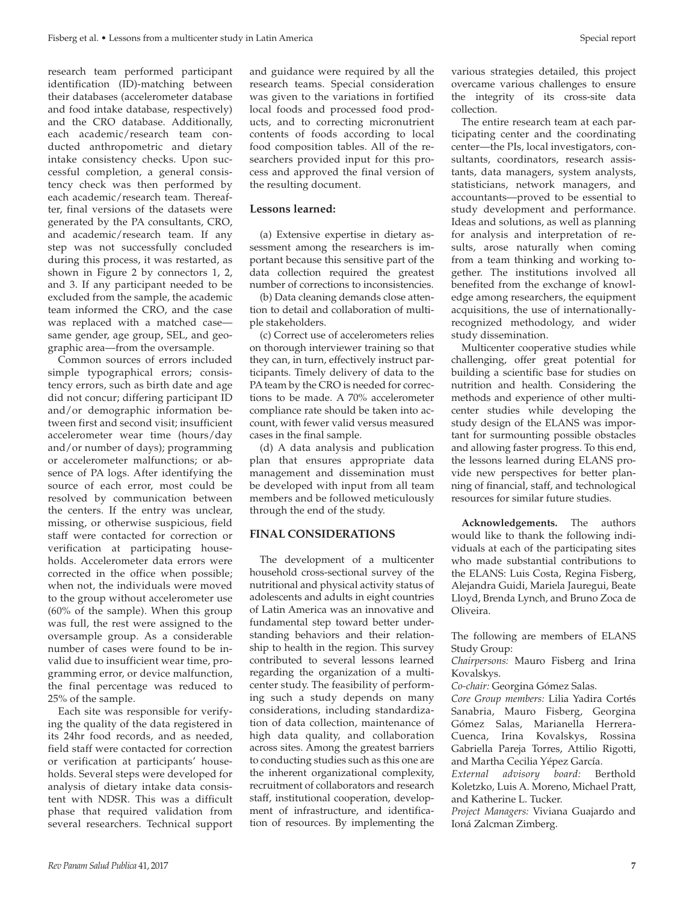research team performed participant identification (ID)-matching between their databases (accelerometer database and food intake database, respectively) and the CRO database. Additionally, each academic/research team conducted anthropometric and dietary intake consistency checks. Upon successful completion, a general consistency check was then performed by each academic/research team. Thereafter, final versions of the datasets were generated by the PA consultants, CRO, and academic/research team. If any step was not successfully concluded during this process, it was restarted, as shown in Figure 2 by connectors 1, 2, and 3. If any participant needed to be excluded from the sample, the academic team informed the CRO, and the case was replaced with a matched case—same gender, age group, SEL, and geographic area—from the oversample.

Common sources of errors included simple typographical errors; consistency errors, such as birth date and age did not concur; differing participant ID and/or demographic information between first and second visit; insufficient accelerometer wear time (hours/day and/or number of days); programming or accelerometer malfunctions; or absence of PA logs. After identifying the source of each error, most could be resolved by communication between the centers. If the entry was unclear, missing, or otherwise suspicious, field staff were contacted for correction or verification at participating households. Accelerometer data errors were corrected in the office when possible; when not, the individuals were moved to the group without accelerometer use (60% of the sample). When this group was full, the rest were assigned to the oversample group. As a considerable number of cases were found to be invalid due to insufficient wear time, programming error, or device malfunction, the final percentage was reduced to 25% of the sample.

Each site was responsible for verifying the quality of the data registered in its 24hr food records, and as needed, field staff were contacted for correction or verification at participants' households. Several steps were developed for analysis of dietary intake data consistent with NDSR. This was a difficult phase that required validation from several researchers. Technical support and guidance were required by all the research teams. Special consideration was given to the variations in fortified local foods and processed food products, and to correcting micronutrient contents of foods according to local food composition tables. All of the researchers provided input for this process and approved the final version of the resulting document.

### Lessons learned:

(a) Extensive expertise in dietary assessment among the researchers is important because this sensitive part of the data collection required the greatest number of corrections to inconsistencies.

(b) Data cleaning demands close attention to detail and collaboration of multiple stakeholders.

(c) Correct use of accelerometers relies on thorough interviewer training so that they can, in turn, effectively instruct participants. Timely delivery of data to the PA team by the CRO is needed for corrections to be made. A 70% accelerometer compliance rate should be taken into account, with fewer valid versus measured cases in the final sample.

(d) A data analysis and publication plan that ensures appropriate data management and dissemination must be developed with input from all team members and be followed meticulously through the end of the study.

## FINAL CONSIDERATIONS

The development of a multicenter household cross-sectional survey of the nutritional and physical activity status of adolescents and adults in eight countries of Latin America was an innovative and fundamental step toward better understanding behaviors and their relationship to health in the region. This survey contributed to several lessons learned regarding the organization of a multicenter study. The feasibility of performing such a study depends on many considerations, including standardization of data collection, maintenance of high data quality, and collaboration across sites. Among the greatest barriers to conducting studies such as this one are the inherent organizational complexity, recruitment of collaborators and research staff, institutional cooperation, development of infrastructure, and identification of resources. By implementing the various strategies detailed, this project overcame various challenges to ensure the integrity of its cross-site data collection.

The entire research team at each participating center and the coordinating center—the PIs, local investigators, consultants, coordinators, research assistants, data managers, system analysts, statisticians, network managers, and accountants—proved to be essential to study development and performance. Ideas and solutions, as well as planning for analysis and interpretation of results, arose naturally when coming from a team thinking and working together. The institutions involved all benefited from the exchange of knowledge among researchers, the equipment acquisitions, the use of internationally-recognized methodology, and wider study dissemination.

Multicenter cooperative studies while challenging, offer great potential for building a scientific base for studies on nutrition and health. Considering the methods and experience of other multicenter studies while developing the study design of the ELANS was important for surmounting possible obstacles and allowing faster progress. To this end, the lessons learned during ELANS provide new perspectives for better planning of financial, staff, and technological resources for similar future studies.

**Acknowledgements.** The authors would like to thank the following individuals at each of the participating sites who made substantial contributions to the ELANS: Luis Costa, Regina Fisberg, Alejandra Guidi, Mariela Jauregui, Beate Lloyd, Brenda Lynch, and Bruno Zoca de Oliveira.

The following are members of ELANS Study Group:

*Chairpersons:* Mauro Fisberg and Irina Kovalskys.

*Co-chair:* Georgina Gómez Salas.

*Core Group members:* Lilia Yadira Cortés Sanabria, Mauro Fisberg, Georgina Gómez Salas, Marianella Herrera-Cuenca, Irina Kovalskys, Rossina Gabriella Pareja Torres, Attilio Rigotti, and Martha Cecilia Yépez García.

*External advisory board:* Berthold Koletzko, Luis A. Moreno, Michael Pratt, and Katherine L. Tucker.

*Project Managers:* Viviana Guajardo and Ioná Zalcman Zimberg.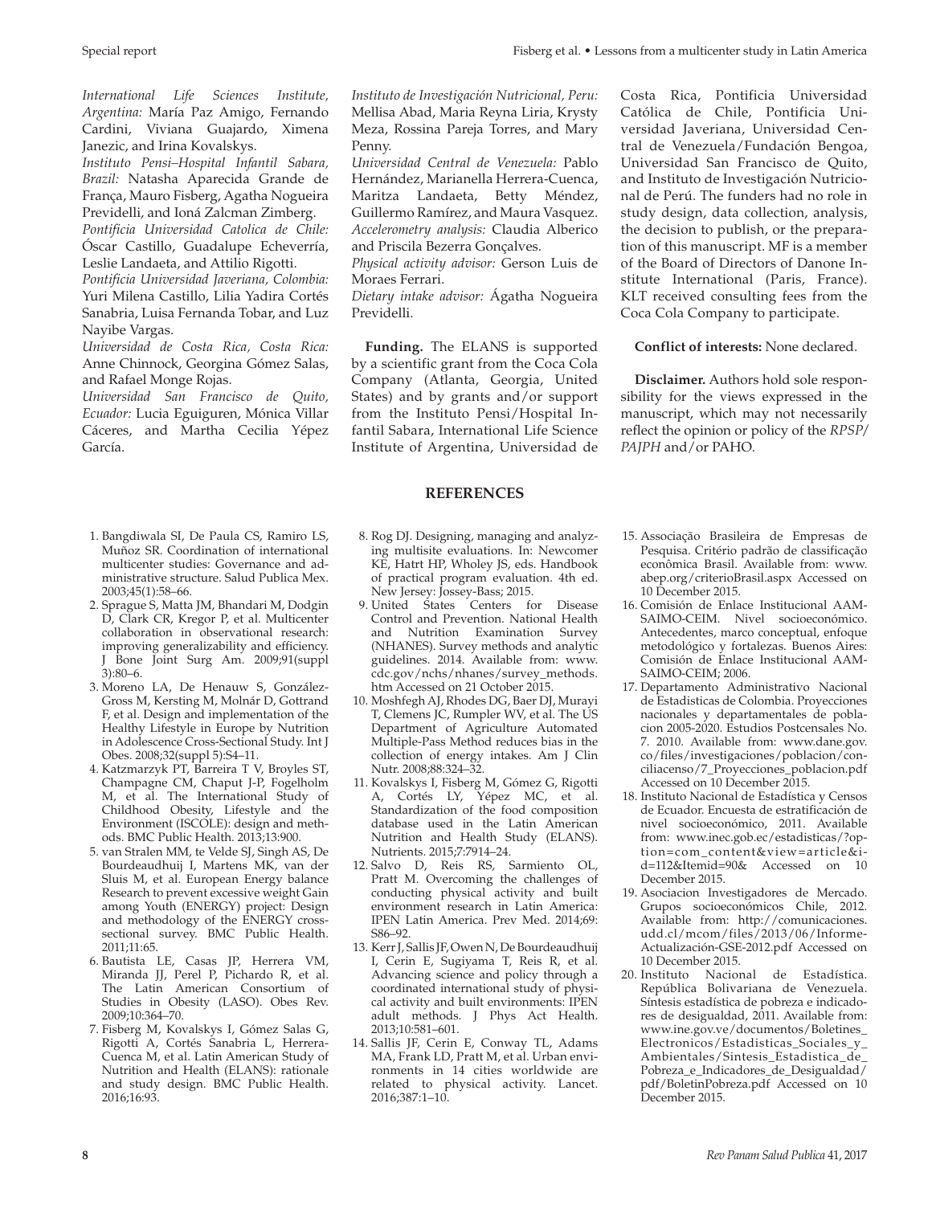*International Life Sciences Institute, Argentina:* María Paz Amigo, Fernando Cardini, Viviana Guajardo, Ximena Janezic, and Irina Kovalskys.

*Instituto Pensi–Hospital Infantil Sabara, Brazil:* Natasha Aparecida Grande de França, Mauro Fisberg, Agatha Nogueira Previdelli, and Ioná Zalcman Zimberg.

*Pontificia Universidad Catolica de Chile:* Óscar Castillo, Guadalupe Echeverría, Leslie Landaeta, and Attilio Rigotti.

*Pontificia Universidad Javeriana, Colombia:* Yuri Milena Castillo, Lilia Yadira Cortés Sanabria, Luisa Fernanda Tobar, and Luz Nayibe Vargas.

*Universidad de Costa Rica, Costa Rica:* Anne Chinnock, Georgina Gómez Salas, and Rafael Monge Rojas.

*Universidad San Francisco de Quito, Ecuador:* Lucia Eguiguren, Mónica Villar Cáceres, and Martha Cecilia Yépez García.

*Instituto de Investigación Nutricional, Peru:* Mellisa Abad, Maria Reyna Liria, Krysty Meza, Rossina Pareja Torres, and Mary Penny.

*Universidad Central de Venezuela:* Pablo Hernández, Marianella Herrera-Cuenca, Maritza Landaeta, Betty Méndez, Guillermo Ramírez, and Maura Vasquez.

*Accelerometry analysis:* Claudia Alberico and Priscila Bezerra Gonçalves.

*Physical activity advisor:* Gerson Luis de Moraes Ferrari.

*Dietary intake advisor:* Ágatha Nogueira Previdelli.

**Funding.** The ELANS is supported by a scientific grant from the Coca Cola Company (Atlanta, Georgia, United States) and by grants and/or support from the Instituto Pensi/Hospital Infantil Sabara, International Life Science Institute of Argentina, Universidad de Costa Rica, Pontificia Universidad Católica de Chile, Pontificia Universidad Javeriana, Universidad Central de Venezuela/Fundación Bengoa, Universidad San Francisco de Quito, and Instituto de Investigación Nutricional de Perú. The funders had no role in study design, data collection, analysis, the decision to publish, or the preparation of this manuscript. MF is a member of the Board of Directors of Danone Institute International (Paris, France). KLT received consulting fees from the Coca Cola Company to participate.

**Conflict of interests:** None declared.

**Disclaimer.** Authors hold sole responsibility for the views expressed in the manuscript, which may not necessarily reflect the opinion or policy of the *RPSP/PAJPH* and/or PAHO.

## REFERENCES

1. Bangdiwala SI, De Paula CS, Ramiro LS, Muñoz SR. Coordination of international multicenter studies: Governance and administrative structure. Salud Publica Mex. 2003;45(1):58–66.
2. Sprague S, Matta JM, Bhandari M, Dodgin D, Clark CR, Kregor P, et al. Multicenter collaboration in observational research: improving generalizability and efficiency. J Bone Joint Surg Am. 2009;91(suppl 3):80–6.
3. Moreno LA, De Henauw S, González-Gross M, Kersting M, Molnár D, Gottrand F, et al. Design and implementation of the Healthy Lifestyle in Europe by Nutrition in Adolescence Cross-Sectional Study. Int J Obes. 2008;32(suppl 5):S4–11.
4. Katzmarzyk PT, Barreira T V, Broyles ST, Champagne CM, Chaput J-P, Fogelholm M, et al. The International Study of Childhood Obesity, Lifestyle and the Environment (ISCOLE): design and methods. BMC Public Health. 2013;13:900.
5. van Stralen MM, te Velde SJ, Singh AS, De Bourdeaudhuij I, Martens MK, van der Sluis M, et al. European Energy balance Research to prevent excessive weight Gain among Youth (ENERGY) project: Design and methodology of the ENERGY cross-sectional survey. BMC Public Health. 2011;11:65.
6. Bautista LE, Casas JP, Herrera VM, Miranda JJ, Perel P, Pichardo R, et al. The Latin American Consortium of Studies in Obesity (LASO). Obes Rev. 2009;10:364–70.
7. Fisberg M, Kovalskys I, Gómez Salas G, Rigotti A, Cortés Sanabria L, Herrera-Cuenca M, et al. Latin American Study of Nutrition and Health (ELANS): rationale and study design. BMC Public Health. 2016;16:93.
8. Rog DJ. Designing, managing and analyzing multisite evaluations. In: Newcomer KE, Hatrt HP, Wholey JS, eds. Handbook of practical program evaluation. 4th ed. New Jersey: Jossey-Bass; 2015.
9. United States Centers for Disease Control and Prevention. National Health and Nutrition Examination Survey (NHANES). Survey methods and analytic guidelines. 2014. Available from: www.cdc.gov/nchs/nhanes/survey_methods.htm Accessed on 21 October 2015.
10. Moshfegh AJ, Rhodes DG, Baer DJ, Murayi T, Clemens JC, Rumpler WV, et al. The US Department of Agriculture Automated Multiple-Pass Method reduces bias in the collection of energy intakes. Am J Clin Nutr. 2008;88:324–32.
11. Kovalskys I, Fisberg M, Gómez G, Rigotti A, Cortés LY, Yépez MC, et al. Standardization of the food composition database used in the Latin American Nutrition and Health Study (ELANS). Nutrients. 2015;7:7914–24.
12. Salvo D, Reis RS, Sarmiento OL, Pratt M. Overcoming the challenges of conducting physical activity and built environment research in Latin America: IPEN Latin America. Prev Med. 2014;69: S86–92.
13. Kerr J, Sallis JF, Owen N, De Bourdeaudhuij I, Cerin E, Sugiyama T, Reis R, et al. Advancing science and policy through a coordinated international study of physical activity and built environments: IPEN adult methods. J Phys Act Health. 2013;10:581–601.
14. Sallis JF, Cerin E, Conway TL, Adams MA, Frank LD, Pratt M, et al. Urban environments in 14 cities worldwide are related to physical activity. Lancet. 2016;387:1–10.
15. Associação Brasileira de Empresas de Pesquisa. Critério padrão de classificação econômica Brasil. Available from: www.abep.org/criterioBrasil.aspx Accessed on 10 December 2015.
16. Comisión de Enlace Institucional AAM-SAIMO-CEIM. Nivel socioeconómico. Antecedentes, marco conceptual, enfoque metodológico y fortalezas. Buenos Aires: Comisión de Enlace Institucional AAM-SAIMO-CEIM; 2006.
17. Departamento Administrativo Nacional de Estadisticas de Colombia. Proyecciones nacionales y departamentales de poblacion 2005-2020. Estudios Postcensales No. 7. 2010. Available from: www.dane.gov.co/files/investigaciones/poblacion/conciliacenso/7_Proyecciones_poblacion.pdf Accessed on 10 December 2015.
18. Instituto Nacional de Estadística y Censos de Ecuador. Encuesta de estratificación de nivel socioeconómico, 2011. Available from: www.inec.gob.ec/estadisticas/?option=com_content&view=article&id=112&Itemid=90& Accessed on 10 December 2015.
19. Asociacion Investigadores de Mercado. Grupos socioeconómicos Chile, 2012. Available from: http://comunicaciones.udd.cl/mcom/files/2013/06/Informe-Actualización-GSE-2012.pdf Accessed on 10 December 2015.
20. Instituto Nacional de Estadística. República Bolivariana de Venezuela. Síntesis estadística de pobreza e indicadores de desigualdad, 2011. Available from: www.ine.gov.ve/documentos/Boletines_Electronicos/Estadisticas_Sociales_y_Ambientales/Sintesis_Estadistica_de_Pobreza_e_Indicadores_de_Desigualdad/pdf/BoletinPobreza.pdf Accessed on 10 December 2015.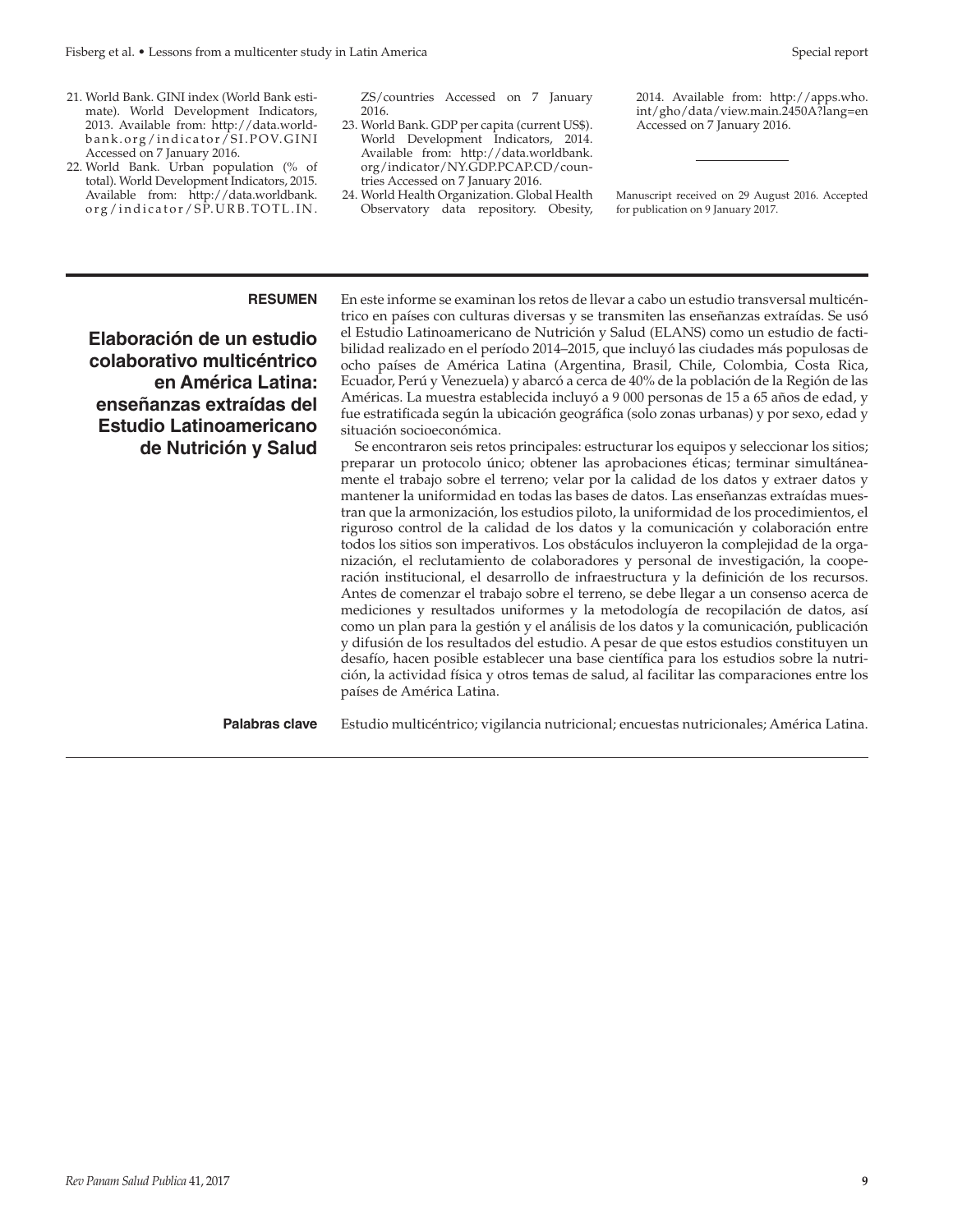21. World Bank. GINI index (World Bank estimate). World Development Indicators, 2013. Available from: http://data.worldbank.org/indicator/SI.POV.GINI Accessed on 7 January 2016.
22. World Bank. Urban population (% of total). World Development Indicators, 2015. Available from: http://data.worldbank.org/indicator/SP.URB.TOTL.IN.ZS/countries Accessed on 7 January 2016.
23. World Bank. GDP per capita (current US$). World Development Indicators, 2014. Available from: http://data.worldbank.org/indicator/NY.GDP.PCAP.CD/countries Accessed on 7 January 2016.
24. World Health Organization. Global Health Observatory data repository. Obesity, 2014. Available from: http://apps.who.int/gho/data/view.main.2450A?lang=en Accessed on 7 January 2016.

---

Manuscript received on 29 August 2016. Accepted for publication on 9 January 2017.

---

**RESUMEN**

## Elaboración de un estudio colaborativo multicéntrico en América Latina: enseñanzas extraídas del Estudio Latinoamericano de Nutrición y Salud

En este informe se examinan los retos de llevar a cabo un estudio transversal multicéntrico en países con culturas diversas y se transmiten las enseñanzas extraídas. Se usó el Estudio Latinoamericano de Nutrición y Salud (ELANS) como un estudio de factibilidad realizado en el período 2014–2015, que incluyó las ciudades más populosas de ocho países de América Latina (Argentina, Brasil, Chile, Colombia, Costa Rica, Ecuador, Perú y Venezuela) y abarcó a cerca de 40% de la población de la Región de las Américas. La muestra establecida incluyó a 9 000 personas de 15 a 65 años de edad, y fue estratificada según la ubicación geográfica (solo zonas urbanas) y por sexo, edad y situación socioeconómica.

Se encontraron seis retos principales: estructurar los equipos y seleccionar los sitios; preparar un protocolo único; obtener las aprobaciones éticas; terminar simultáneamente el trabajo sobre el terreno; velar por la calidad de los datos y extraer datos y mantener la uniformidad en todas las bases de datos. Las enseñanzas extraídas muestran que la armonización, los estudios piloto, la uniformidad de los procedimientos, el riguroso control de la calidad de los datos y la comunicación y colaboración entre todos los sitios son imperativos. Los obstáculos incluyeron la complejidad de la organización, el reclutamiento de colaboradores y personal de investigación, la cooperación institucional, el desarrollo de infraestructura y la definición de los recursos. Antes de comenzar el trabajo sobre el terreno, se debe llegar a un consenso acerca de mediciones y resultados uniformes y la metodología de recopilación de datos, así como un plan para la gestión y el análisis de los datos y la comunicación, publicación y difusión de los resultados del estudio. A pesar de que estos estudios constituyen un desafío, hacen posible establecer una base científica para los estudios sobre la nutrición, la actividad física y otros temas de salud, al facilitar las comparaciones entre los países de América Latina.

**Palabras clave** Estudio multicéntrico; vigilancia nutricional; encuestas nutricionales; América Latina.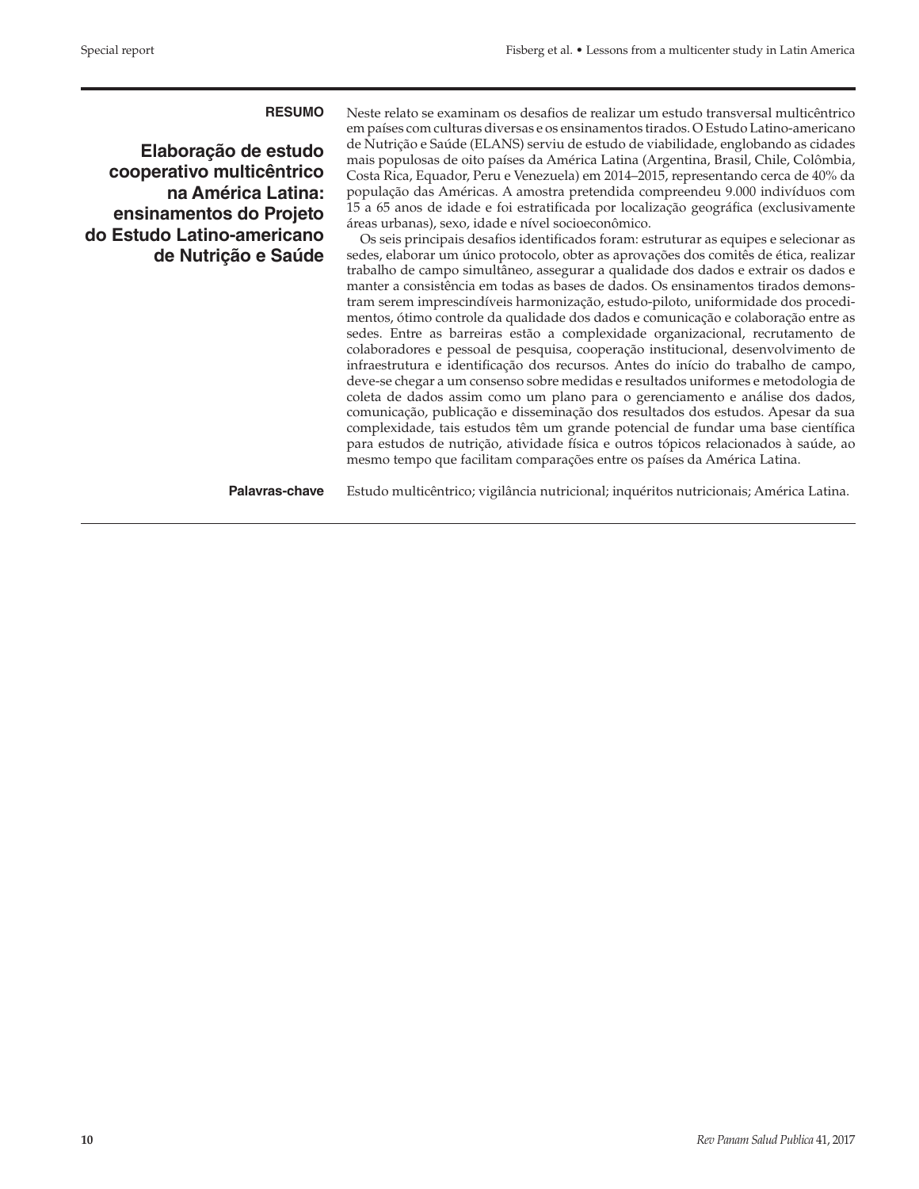## RESUMO

### Elaboração de estudo cooperativo multicêntrico na América Latina: ensinamentos do Projeto do Estudo Latino-americano de Nutrição e Saúde

Neste relato se examinam os desafios de realizar um estudo transversal multicêntrico em países com culturas diversas e os ensinamentos tirados. O Estudo Latino-americano de Nutrição e Saúde (ELANS) serviu de estudo de viabilidade, englobando as cidades mais populosas de oito países da América Latina (Argentina, Brasil, Chile, Colômbia, Costa Rica, Equador, Peru e Venezuela) em 2014–2015, representando cerca de 40% da população das Américas. A amostra pretendida compreendeu 9.000 indivíduos com 15 a 65 anos de idade e foi estratificada por localização geográfica (exclusivamente áreas urbanas), sexo, idade e nível socioeconômico.

Os seis principais desafios identificados foram: estruturar as equipes e selecionar as sedes, elaborar um único protocolo, obter as aprovações dos comitês de ética, realizar trabalho de campo simultâneo, assegurar a qualidade dos dados e extrair os dados e manter a consistência em todas as bases de dados. Os ensinamentos tirados demonstram serem imprescindíveis harmonização, estudo-piloto, uniformidade dos procedimentos, ótimo controle da qualidade dos dados e comunicação e colaboração entre as sedes. Entre as barreiras estão a complexidade organizacional, recrutamento de colaboradores e pessoal de pesquisa, cooperação institucional, desenvolvimento de infraestrutura e identificação dos recursos. Antes do início do trabalho de campo, deve-se chegar a um consenso sobre medidas e resultados uniformes e metodologia de coleta de dados assim como um plano para o gerenciamento e análise dos dados, comunicação, publicação e disseminação dos resultados dos estudos. Apesar da sua complexidade, tais estudos têm um grande potencial de fundar uma base científica para estudos de nutrição, atividade física e outros tópicos relacionados à saúde, ao mesmo tempo que facilitam comparações entre os países da América Latina.

**Palavras-chave** Estudo multicêntrico; vigilância nutricional; inquéritos nutricionais; América Latina.